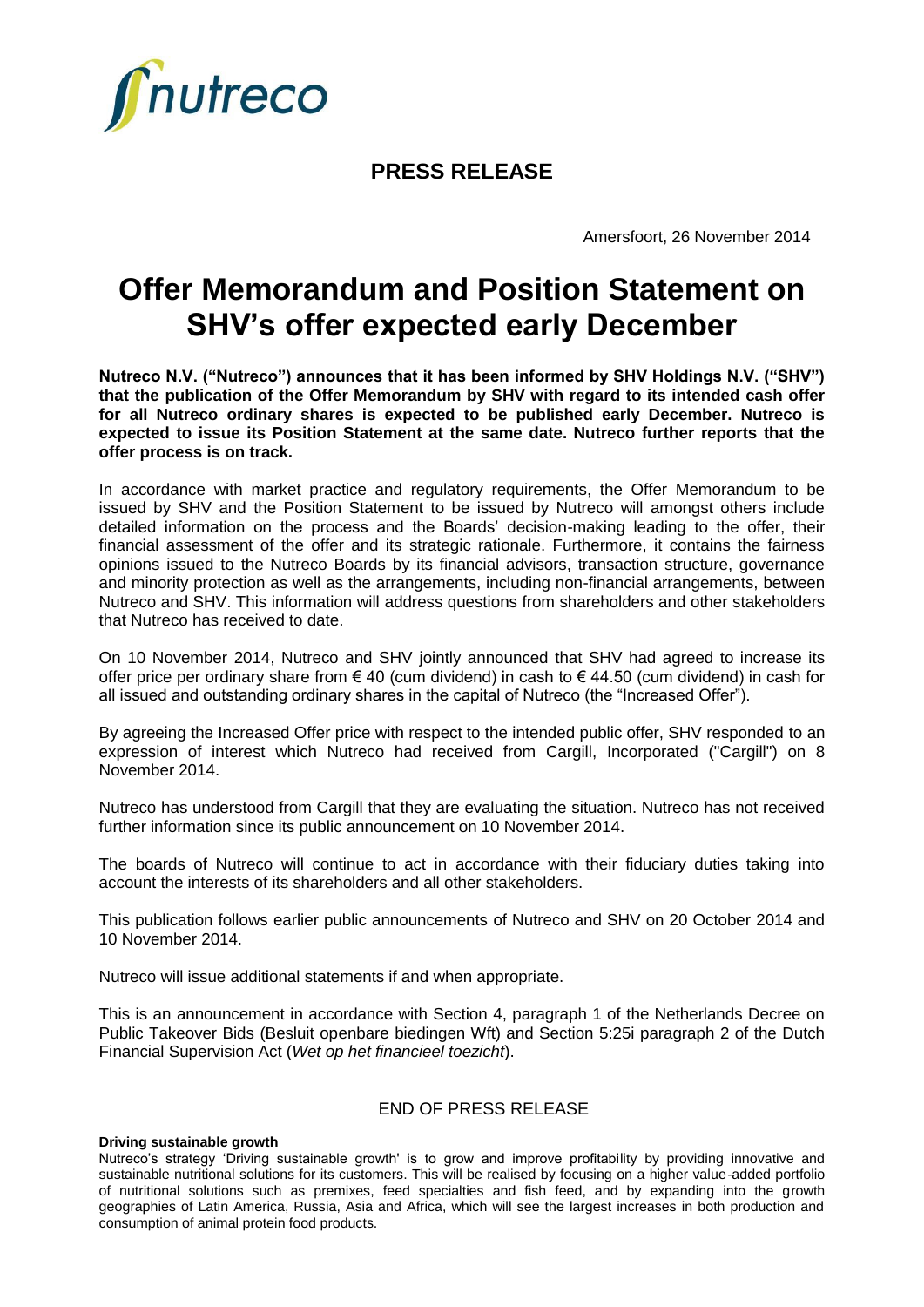nutreco

**PRESS RELEASE**

Amersfoort, 26 November 2014

# Offer Memorandum and Position Statement on SHV's offer expected early December

**Nutreco N.V. ("Nutreco") announces that it has been informed by SHV Holdings N.V. ("SHV") that the publication of the Offer Memorandum by SHV with regard to its intended cash offer for all Nutreco ordinary shares is expected to be published early December. Nutreco is expected to issue its Position Statement at the same date. Nutreco further reports that the offer process is on track.**

In accordance with market practice and regulatory requirements, the Offer Memorandum to be issued by SHV and the Position Statement to be issued by Nutreco will amongst others include detailed information on the process and the Boards' decision-making leading to the offer, their financial assessment of the offer and its strategic rationale. Furthermore, it contains the fairness opinions issued to the Nutreco Boards by its financial advisors, transaction structure, governance and minority protection as well as the arrangements, including non-financial arrangements, between Nutreco and SHV. This information will address questions from shareholders and other stakeholders that Nutreco has received to date.

On 10 November 2014, Nutreco and SHV jointly announced that SHV had agreed to increase its offer price per ordinary share from € 40 (cum dividend) in cash to € 44.50 (cum dividend) in cash for all issued and outstanding ordinary shares in the capital of Nutreco (the "Increased Offer").

By agreeing the Increased Offer price with respect to the intended public offer, SHV responded to an expression of interest which Nutreco had received from Cargill, Incorporated ("Cargill") on 8 November 2014.

Nutreco has understood from Cargill that they are evaluating the situation. Nutreco has not received further information since its public announcement on 10 November 2014.

The boards of Nutreco will continue to act in accordance with their fiduciary duties taking into account the interests of its shareholders and all other stakeholders.

This publication follows earlier public announcements of Nutreco and SHV on 20 October 2014 and 10 November 2014.

Nutreco will issue additional statements if and when appropriate.

This is an announcement in accordance with Section 4, paragraph 1 of the Netherlands Decree on Public Takeover Bids (Besluit openbare biedingen Wft) and Section 5:25i paragraph 2 of the Dutch Financial Supervision Act (*Wet op het financieel toezicht*).

END OF PRESS RELEASE

**Driving sustainable growth**

Nutreco's strategy 'Driving sustainable growth' is to grow and improve profitability by providing innovative and sustainable nutritional solutions for its customers. This will be realised by focusing on a higher value-added portfolio of nutritional solutions such as premixes, feed specialties and fish feed, and by expanding into the growth geographies of Latin America, Russia, Asia and Africa, which will see the largest increases in both production and consumption of animal protein food products.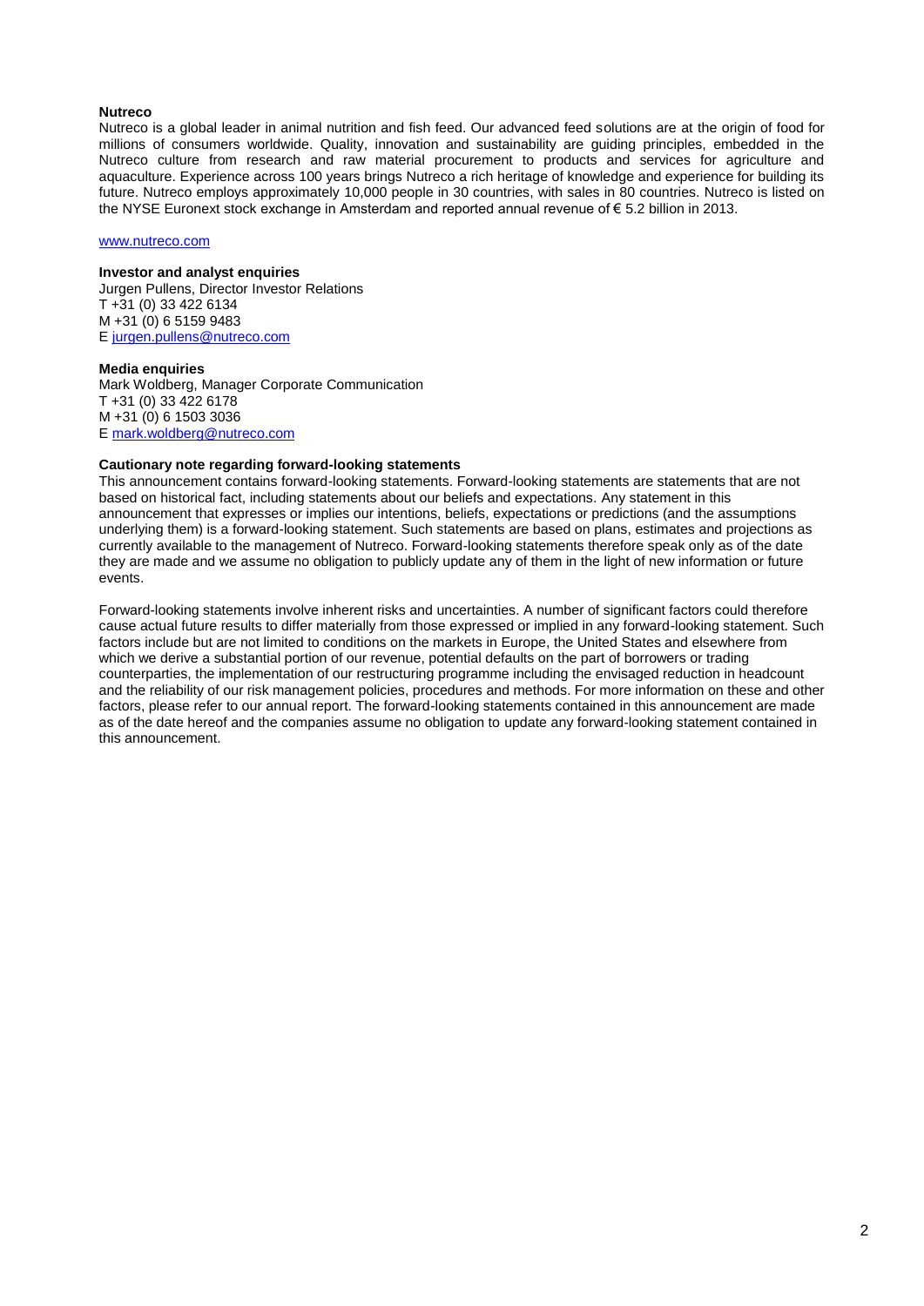**Nutreco**

Nutreco is a global leader in animal nutrition and fish feed. Our advanced feed solutions are at the origin of food for millions of consumers worldwide. Quality, innovation and sustainability are guiding principles, embedded in the Nutreco culture from research and raw material procurement to products and services for agriculture and aquaculture. Experience across 100 years brings Nutreco a rich heritage of knowledge and experience for building its future. Nutreco employs approximately 10,000 people in 30 countries, with sales in 80 countries. Nutreco is listed on the NYSE Euronext stock exchange in Amsterdam and reported annual revenue of € 5.2 billion in 2013.

www.nutreco.com

**Investor and analyst enquiries**
Jurgen Pullens, Director Investor Relations
T +31 (0) 33 422 6134
M +31 (0) 6 5159 9483
E jurgen.pullens@nutreco.com

**Media enquiries**
Mark Woldberg, Manager Corporate Communication
T +31 (0) 33 422 6178
M +31 (0) 6 1503 3036
E mark.woldberg@nutreco.com

**Cautionary note regarding forward-looking statements**

This announcement contains forward-looking statements. Forward-looking statements are statements that are not based on historical fact, including statements about our beliefs and expectations. Any statement in this announcement that expresses or implies our intentions, beliefs, expectations or predictions (and the assumptions underlying them) is a forward-looking statement. Such statements are based on plans, estimates and projections as currently available to the management of Nutreco. Forward-looking statements therefore speak only as of the date they are made and we assume no obligation to publicly update any of them in the light of new information or future events.

Forward-looking statements involve inherent risks and uncertainties. A number of significant factors could therefore cause actual future results to differ materially from those expressed or implied in any forward-looking statement. Such factors include but are not limited to conditions on the markets in Europe, the United States and elsewhere from which we derive a substantial portion of our revenue, potential defaults on the part of borrowers or trading counterparties, the implementation of our restructuring programme including the envisaged reduction in headcount and the reliability of our risk management policies, procedures and methods. For more information on these and other factors, please refer to our annual report. The forward-looking statements contained in this announcement are made as of the date hereof and the companies assume no obligation to update any forward-looking statement contained in this announcement.